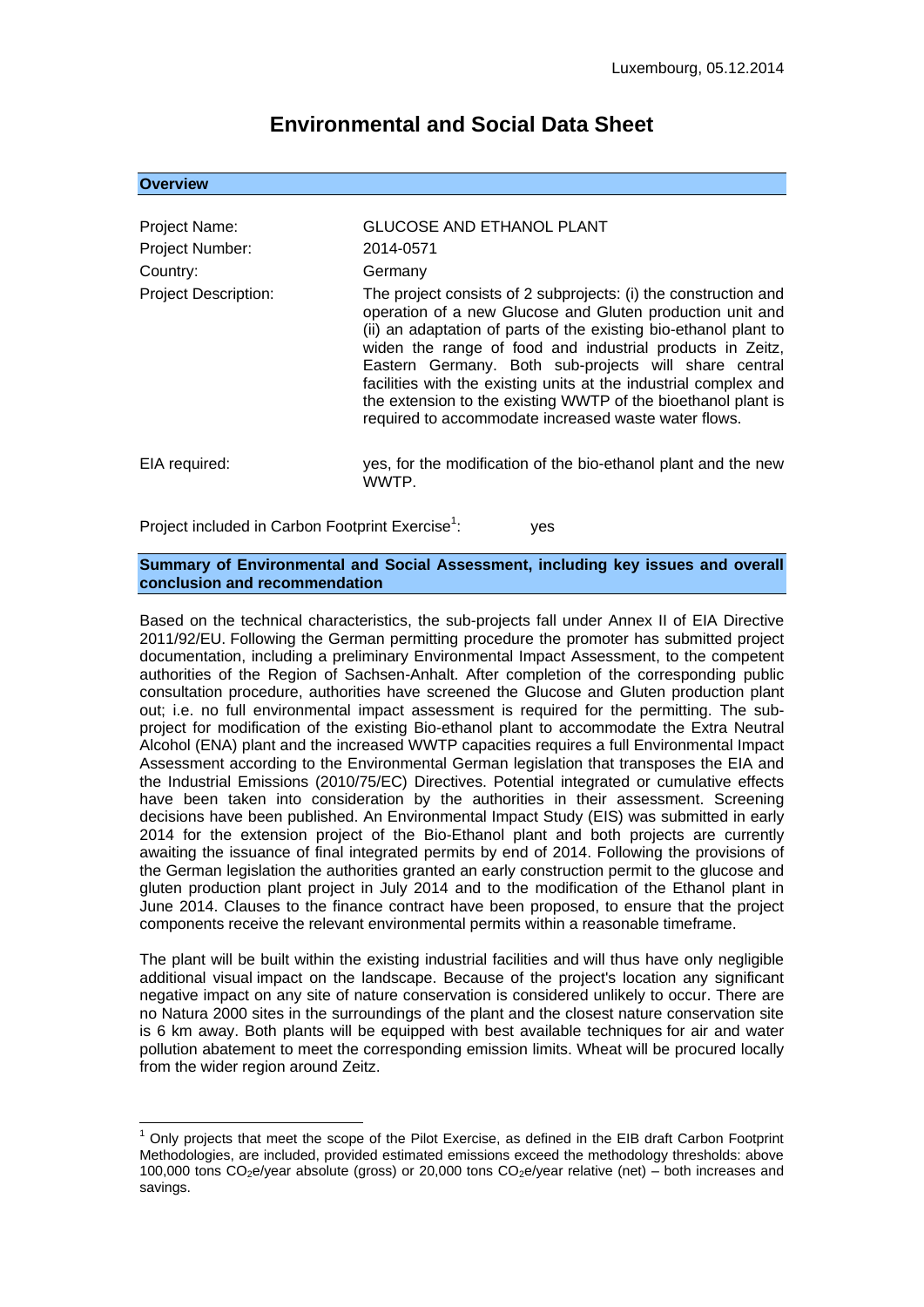Luxembourg, 05.12.2014

# Environmental and Social Data Sheet

## Overview

| | |
|---|---|
| Project Name: | GLUCOSE AND ETHANOL PLANT |
| Project Number: | 2014-0571 |
| Country: | Germany |
| Project Description: | The project consists of 2 subprojects: (i) the construction and operation of a new Glucose and Gluten production unit and (ii) an adaptation of parts of the existing bio-ethanol plant to widen the range of food and industrial products in Zeitz, Eastern Germany. Both sub-projects will share central facilities with the existing units at the industrial complex and the extension to the existing WWTP of the bioethanol plant is required to accommodate increased waste water flows. |
| EIA required: | yes, for the modification of the bio-ethanol plant and the new WWTP. |

Project included in Carbon Footprint Exercise[1]: yes

## Summary of Environmental and Social Assessment, including key issues and overall conclusion and recommendation

Based on the technical characteristics, the sub-projects fall under Annex II of EIA Directive 2011/92/EU. Following the German permitting procedure the promoter has submitted project documentation, including a preliminary Environmental Impact Assessment, to the competent authorities of the Region of Sachsen-Anhalt. After completion of the corresponding public consultation procedure, authorities have screened the Glucose and Gluten production plant out; i.e. no full environmental impact assessment is required for the permitting. The sub-project for modification of the existing Bio-ethanol plant to accommodate the Extra Neutral Alcohol (ENA) plant and the increased WWTP capacities requires a full Environmental Impact Assessment according to the Environmental German legislation that transposes the EIA and the Industrial Emissions (2010/75/EC) Directives. Potential integrated or cumulative effects have been taken into consideration by the authorities in their assessment. Screening decisions have been published. An Environmental Impact Study (EIS) was submitted in early 2014 for the extension project of the Bio-Ethanol plant and both projects are currently awaiting the issuance of final integrated permits by end of 2014. Following the provisions of the German legislation the authorities granted an early construction permit to the glucose and gluten production plant project in July 2014 and to the modification of the Ethanol plant in June 2014. Clauses to the finance contract have been proposed, to ensure that the project components receive the relevant environmental permits within a reasonable timeframe.

The plant will be built within the existing industrial facilities and will thus have only negligible additional visual impact on the landscape. Because of the project's location any significant negative impact on any site of nature conservation is considered unlikely to occur. There are no Natura 2000 sites in the surroundings of the plant and the closest nature conservation site is 6 km away. Both plants will be equipped with best available techniques for air and water pollution abatement to meet the corresponding emission limits. Wheat will be procured locally from the wider region around Zeitz.

---

[1] Only projects that meet the scope of the Pilot Exercise, as defined in the EIB draft Carbon Footprint Methodologies, are included, provided estimated emissions exceed the methodology thresholds: above 100,000 tons $CO_2e$/year absolute (gross) or 20,000 tons $CO_2e$/year relative (net) – both increases and savings.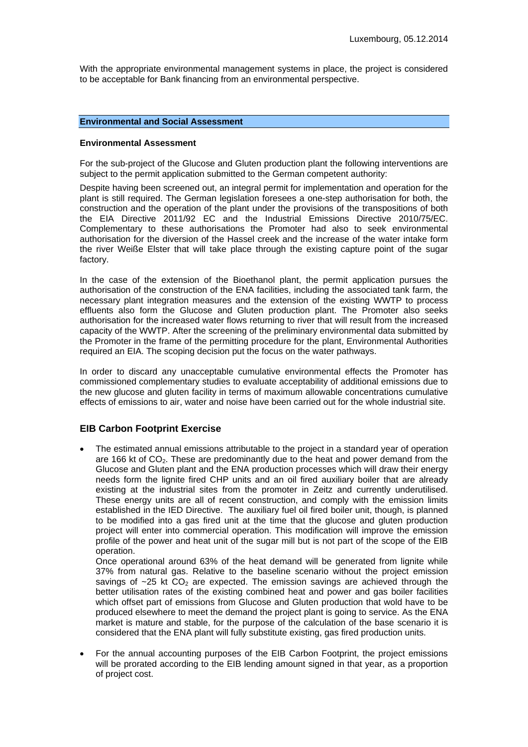Luxembourg, 05.12.2014

With the appropriate environmental management systems in place, the project is considered to be acceptable for Bank financing from an environmental perspective.

## Environmental and Social Assessment

### Environmental Assessment

For the sub-project of the Glucose and Gluten production plant the following interventions are subject to the permit application submitted to the German competent authority:

Despite having been screened out, an integral permit for implementation and operation for the plant is still required. The German legislation foresees a one-step authorisation for both, the construction and the operation of the plant under the provisions of the transpositions of both the EIA Directive 2011/92 EC and the Industrial Emissions Directive 2010/75/EC. Complementary to these authorisations the Promoter had also to seek environmental authorisation for the diversion of the Hassel creek and the increase of the water intake form the river Weiße Elster that will take place through the existing capture point of the sugar factory.

In the case of the extension of the Bioethanol plant, the permit application pursues the authorisation of the construction of the ENA facilities, including the associated tank farm, the necessary plant integration measures and the extension of the existing WWTP to process effluents also form the Glucose and Gluten production plant. The Promoter also seeks authorisation for the increased water flows returning to river that will result from the increased capacity of the WWTP. After the screening of the preliminary environmental data submitted by the Promoter in the frame of the permitting procedure for the plant, Environmental Authorities required an EIA. The scoping decision put the focus on the water pathways.

In order to discard any unacceptable cumulative environmental effects the Promoter has commissioned complementary studies to evaluate acceptability of additional emissions due to the new glucose and gluten facility in terms of maximum allowable concentrations cumulative effects of emissions to air, water and noise have been carried out for the whole industrial site.

## EIB Carbon Footprint Exercise

- The estimated annual emissions attributable to the project in a standard year of operation are 166 kt of $CO_2$. These are predominantly due to the heat and power demand from the Glucose and Gluten plant and the ENA production processes which will draw their energy needs form the lignite fired CHP units and an oil fired auxiliary boiler that are already existing at the industrial sites from the promoter in Zeitz and currently underutilised. These energy units are all of recent construction, and comply with the emission limits established in the IED Directive. The auxiliary fuel oil fired boiler unit, though, is planned to be modified into a gas fired unit at the time that the glucose and gluten production project will enter into commercial operation. This modification will improve the emission profile of the power and heat unit of the sugar mill but is not part of the scope of the EIB operation.

  Once operational around 63% of the heat demand will be generated from lignite while 37% from natural gas. Relative to the baseline scenario without the project emission savings of ~25 kt $CO_2$ are expected. The emission savings are achieved through the better utilisation rates of the existing combined heat and power and gas boiler facilities which offset part of emissions from Glucose and Gluten production that wold have to be produced elsewhere to meet the demand the project plant is going to service. As the ENA market is mature and stable, for the purpose of the calculation of the base scenario it is considered that the ENA plant will fully substitute existing, gas fired production units.

- For the annual accounting purposes of the EIB Carbon Footprint, the project emissions will be prorated according to the EIB lending amount signed in that year, as a proportion of project cost.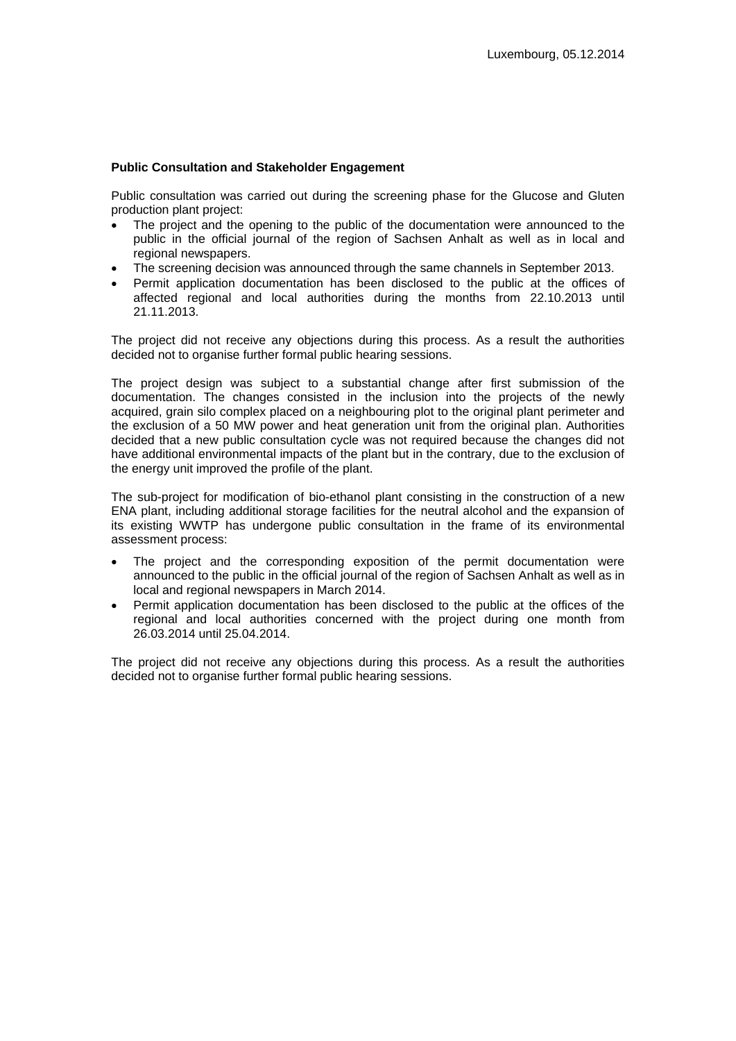Luxembourg, 05.12.2014

**Public Consultation and Stakeholder Engagement**

Public consultation was carried out during the screening phase for the Glucose and Gluten production plant project:

- The project and the opening to the public of the documentation were announced to the public in the official journal of the region of Sachsen Anhalt as well as in local and regional newspapers.
- The screening decision was announced through the same channels in September 2013.
- Permit application documentation has been disclosed to the public at the offices of affected regional and local authorities during the months from 22.10.2013 until 21.11.2013.

The project did not receive any objections during this process. As a result the authorities decided not to organise further formal public hearing sessions.

The project design was subject to a substantial change after first submission of the documentation. The changes consisted in the inclusion into the projects of the newly acquired, grain silo complex placed on a neighbouring plot to the original plant perimeter and the exclusion of a 50 MW power and heat generation unit from the original plan. Authorities decided that a new public consultation cycle was not required because the changes did not have additional environmental impacts of the plant but in the contrary, due to the exclusion of the energy unit improved the profile of the plant.

The sub-project for modification of bio-ethanol plant consisting in the construction of a new ENA plant, including additional storage facilities for the neutral alcohol and the expansion of its existing WWTP has undergone public consultation in the frame of its environmental assessment process:

- The project and the corresponding exposition of the permit documentation were announced to the public in the official journal of the region of Sachsen Anhalt as well as in local and regional newspapers in March 2014.
- Permit application documentation has been disclosed to the public at the offices of the regional and local authorities concerned with the project during one month from 26.03.2014 until 25.04.2014.

The project did not receive any objections during this process. As a result the authorities decided not to organise further formal public hearing sessions.